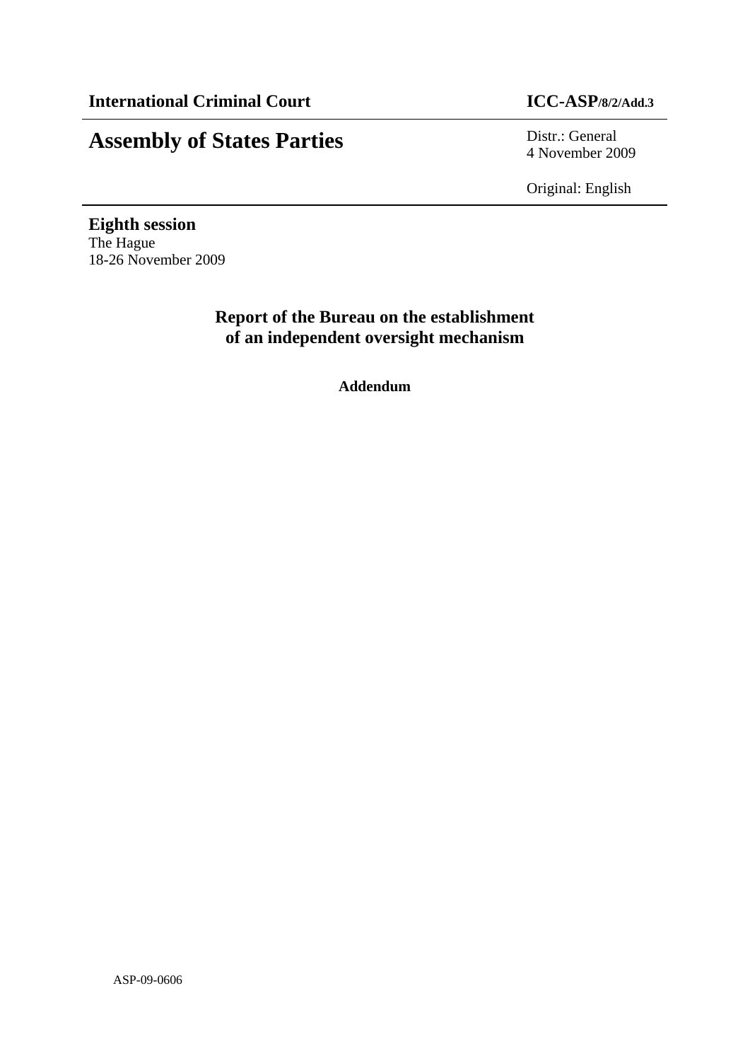**International Criminal Court** **ICC-ASP/8/2/Add.3**

# Assembly of States Parties

Distr.: General
4 November 2009

Original: English

**Eighth session**
The Hague
18-26 November 2009

## Report of the Bureau on the establishment of an independent oversight mechanism

**Addendum**

ASP-09-0606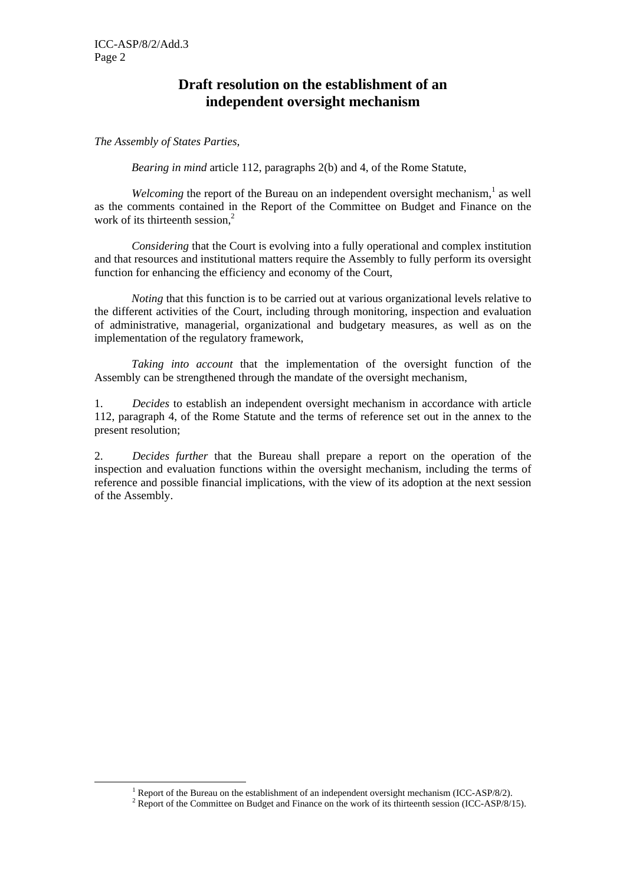# Draft resolution on the establishment of an independent oversight mechanism

*The Assembly of States Parties,*

*Bearing in mind* article 112, paragraphs 2(b) and 4, of the Rome Statute,

*Welcoming* the report of the Bureau on an independent oversight mechanism,[1] as well as the comments contained in the Report of the Committee on Budget and Finance on the work of its thirteenth session,[2]

*Considering* that the Court is evolving into a fully operational and complex institution and that resources and institutional matters require the Assembly to fully perform its oversight function for enhancing the efficiency and economy of the Court,

*Noting* that this function is to be carried out at various organizational levels relative to the different activities of the Court, including through monitoring, inspection and evaluation of administrative, managerial, organizational and budgetary measures, as well as on the implementation of the regulatory framework,

*Taking into account* that the implementation of the oversight function of the Assembly can be strengthened through the mandate of the oversight mechanism,

1. *Decides* to establish an independent oversight mechanism in accordance with article 112, paragraph 4, of the Rome Statute and the terms of reference set out in the annex to the present resolution;

2. *Decides further* that the Bureau shall prepare a report on the operation of the inspection and evaluation functions within the oversight mechanism, including the terms of reference and possible financial implications, with the view of its adoption at the next session of the Assembly.

---

[1] Report of the Bureau on the establishment of an independent oversight mechanism (ICC-ASP/8/2).

[2] Report of the Committee on Budget and Finance on the work of its thirteenth session (ICC-ASP/8/15).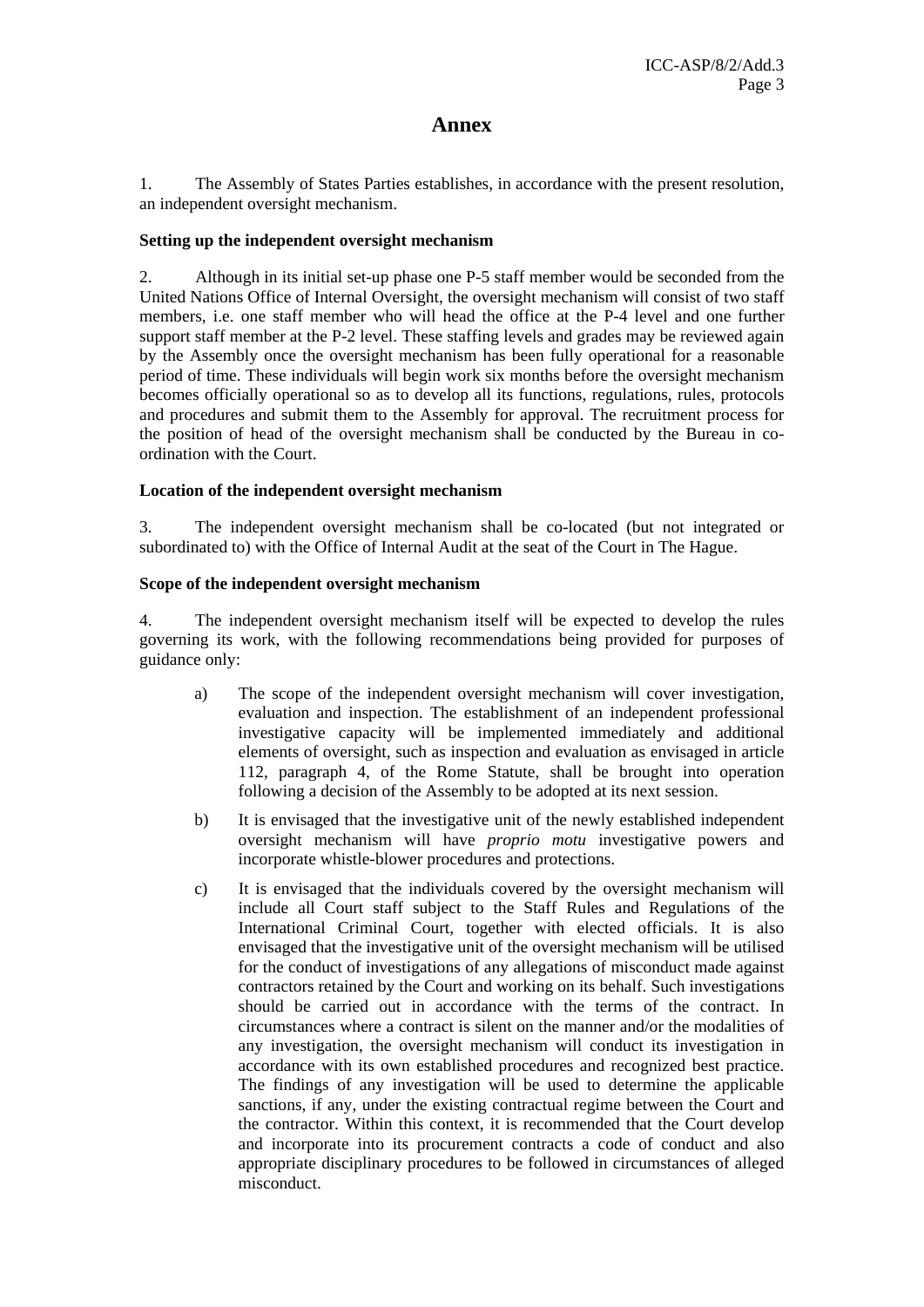# Annex

1. The Assembly of States Parties establishes, in accordance with the present resolution, an independent oversight mechanism.

**Setting up the independent oversight mechanism**

2. Although in its initial set-up phase one P-5 staff member would be seconded from the United Nations Office of Internal Oversight, the oversight mechanism will consist of two staff members, i.e. one staff member who will head the office at the P-4 level and one further support staff member at the P-2 level. These staffing levels and grades may be reviewed again by the Assembly once the oversight mechanism has been fully operational for a reasonable period of time. These individuals will begin work six months before the oversight mechanism becomes officially operational so as to develop all its functions, regulations, rules, protocols and procedures and submit them to the Assembly for approval. The recruitment process for the position of head of the oversight mechanism shall be conducted by the Bureau in co-ordination with the Court.

**Location of the independent oversight mechanism**

3. The independent oversight mechanism shall be co-located (but not integrated or subordinated to) with the Office of Internal Audit at the seat of the Court in The Hague.

**Scope of the independent oversight mechanism**

4. The independent oversight mechanism itself will be expected to develop the rules governing its work, with the following recommendations being provided for purposes of guidance only:

a) The scope of the independent oversight mechanism will cover investigation, evaluation and inspection. The establishment of an independent professional investigative capacity will be implemented immediately and additional elements of oversight, such as inspection and evaluation as envisaged in article 112, paragraph 4, of the Rome Statute, shall be brought into operation following a decision of the Assembly to be adopted at its next session.

b) It is envisaged that the investigative unit of the newly established independent oversight mechanism will have *proprio motu* investigative powers and incorporate whistle-blower procedures and protections.

c) It is envisaged that the individuals covered by the oversight mechanism will include all Court staff subject to the Staff Rules and Regulations of the International Criminal Court, together with elected officials. It is also envisaged that the investigative unit of the oversight mechanism will be utilised for the conduct of investigations of any allegations of misconduct made against contractors retained by the Court and working on its behalf. Such investigations should be carried out in accordance with the terms of the contract. In circumstances where a contract is silent on the manner and/or the modalities of any investigation, the oversight mechanism will conduct its investigation in accordance with its own established procedures and recognized best practice. The findings of any investigation will be used to determine the applicable sanctions, if any, under the existing contractual regime between the Court and the contractor. Within this context, it is recommended that the Court develop and incorporate into its procurement contracts a code of conduct and also appropriate disciplinary procedures to be followed in circumstances of alleged misconduct.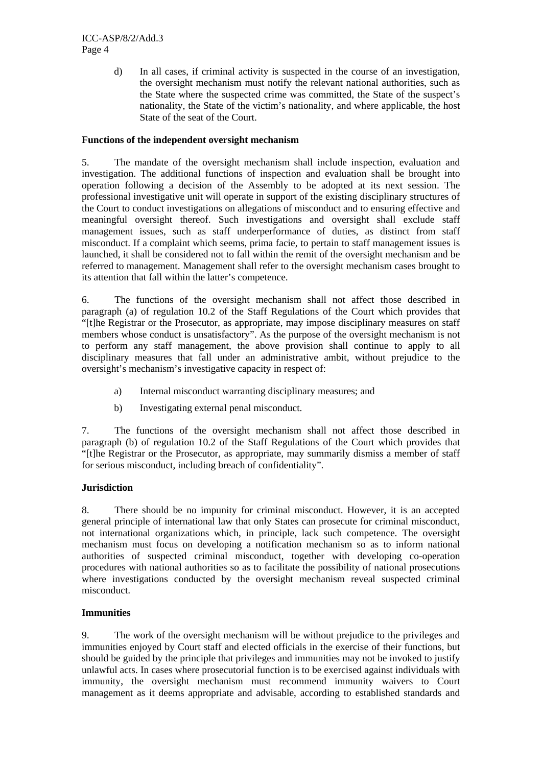d) In all cases, if criminal activity is suspected in the course of an investigation, the oversight mechanism must notify the relevant national authorities, such as the State where the suspected crime was committed, the State of the suspect's nationality, the State of the victim's nationality, and where applicable, the host State of the seat of the Court.

**Functions of the independent oversight mechanism**

5. The mandate of the oversight mechanism shall include inspection, evaluation and investigation. The additional functions of inspection and evaluation shall be brought into operation following a decision of the Assembly to be adopted at its next session. The professional investigative unit will operate in support of the existing disciplinary structures of the Court to conduct investigations on allegations of misconduct and to ensuring effective and meaningful oversight thereof. Such investigations and oversight shall exclude staff management issues, such as staff underperformance of duties, as distinct from staff misconduct. If a complaint which seems, prima facie, to pertain to staff management issues is launched, it shall be considered not to fall within the remit of the oversight mechanism and be referred to management. Management shall refer to the oversight mechanism cases brought to its attention that fall within the latter's competence.

6. The functions of the oversight mechanism shall not affect those described in paragraph (a) of regulation 10.2 of the Staff Regulations of the Court which provides that "[t]he Registrar or the Prosecutor, as appropriate, may impose disciplinary measures on staff members whose conduct is unsatisfactory". As the purpose of the oversight mechanism is not to perform any staff management, the above provision shall continue to apply to all disciplinary measures that fall under an administrative ambit, without prejudice to the oversight's mechanism's investigative capacity in respect of:

a) Internal misconduct warranting disciplinary measures; and

b) Investigating external penal misconduct.

7. The functions of the oversight mechanism shall not affect those described in paragraph (b) of regulation 10.2 of the Staff Regulations of the Court which provides that "[t]he Registrar or the Prosecutor, as appropriate, may summarily dismiss a member of staff for serious misconduct, including breach of confidentiality".

**Jurisdiction**

8. There should be no impunity for criminal misconduct. However, it is an accepted general principle of international law that only States can prosecute for criminal misconduct, not international organizations which, in principle, lack such competence. The oversight mechanism must focus on developing a notification mechanism so as to inform national authorities of suspected criminal misconduct, together with developing co-operation procedures with national authorities so as to facilitate the possibility of national prosecutions where investigations conducted by the oversight mechanism reveal suspected criminal misconduct.

**Immunities**

9. The work of the oversight mechanism will be without prejudice to the privileges and immunities enjoyed by Court staff and elected officials in the exercise of their functions, but should be guided by the principle that privileges and immunities may not be invoked to justify unlawful acts. In cases where prosecutorial function is to be exercised against individuals with immunity, the oversight mechanism must recommend immunity waivers to Court management as it deems appropriate and advisable, according to established standards and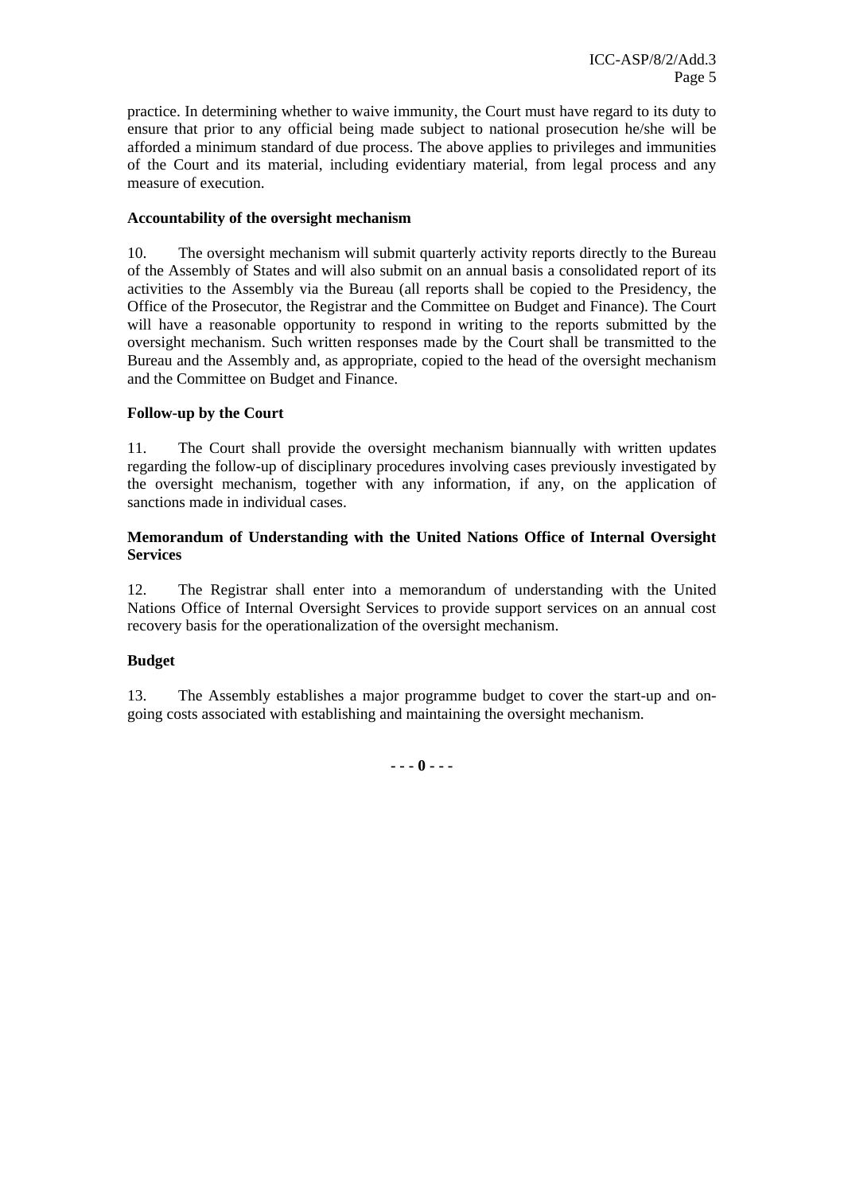practice. In determining whether to waive immunity, the Court must have regard to its duty to ensure that prior to any official being made subject to national prosecution he/she will be afforded a minimum standard of due process. The above applies to privileges and immunities of the Court and its material, including evidentiary material, from legal process and any measure of execution.

**Accountability of the oversight mechanism**

10. The oversight mechanism will submit quarterly activity reports directly to the Bureau of the Assembly of States and will also submit on an annual basis a consolidated report of its activities to the Assembly via the Bureau (all reports shall be copied to the Presidency, the Office of the Prosecutor, the Registrar and the Committee on Budget and Finance). The Court will have a reasonable opportunity to respond in writing to the reports submitted by the oversight mechanism. Such written responses made by the Court shall be transmitted to the Bureau and the Assembly and, as appropriate, copied to the head of the oversight mechanism and the Committee on Budget and Finance.

**Follow-up by the Court**

11. The Court shall provide the oversight mechanism biannually with written updates regarding the follow-up of disciplinary procedures involving cases previously investigated by the oversight mechanism, together with any information, if any, on the application of sanctions made in individual cases.

**Memorandum of Understanding with the United Nations Office of Internal Oversight Services**

12. The Registrar shall enter into a memorandum of understanding with the United Nations Office of Internal Oversight Services to provide support services on an annual cost recovery basis for the operationalization of the oversight mechanism.

**Budget**

13. The Assembly establishes a major programme budget to cover the start-up and on-going costs associated with establishing and maintaining the oversight mechanism.

**- - - 0 - - -**